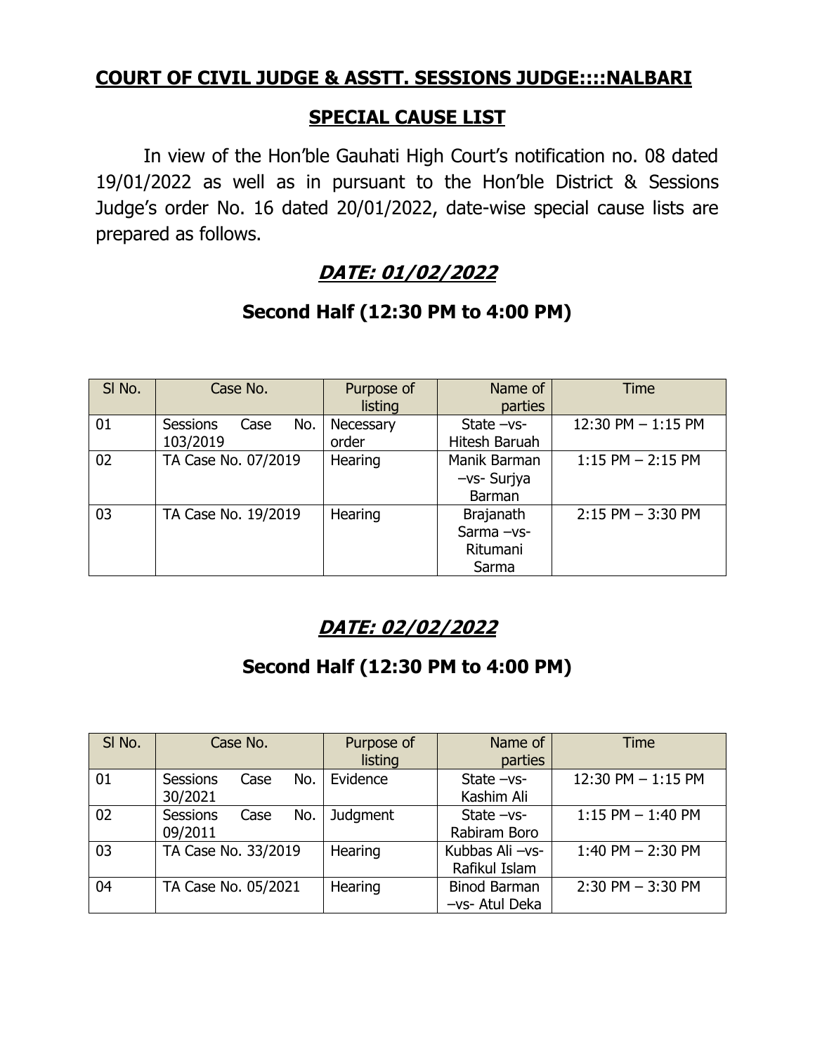# COURT OF CIVIL JUDGE & ASSTT. SESSIONS JUDGE::::NALBARI

## SPECIAL CAUSE LIST

In view of the Hon'ble Gauhati High Court's notification no. 08 dated 19/01/2022 as well as in pursuant to the Hon'ble District & Sessions Judge's order No. 16 dated 20/01/2022, date-wise special cause lists are prepared as follows.

## ***DATE: 01/02/2022***

### Second Half (12:30 PM to 4:00 PM)

| Sl No. | Case No. | Purpose of listing | Name of parties | Time |
|---|---|---|---|---|
| 01 | Sessions Case No. 103/2019 | Necessary order | State –vs- Hitesh Baruah | 12:30 PM – 1:15 PM |
| 02 | TA Case No. 07/2019 | Hearing | Manik Barman –vs- Surjya Barman | 1:15 PM – 2:15 PM |
| 03 | TA Case No. 19/2019 | Hearing | Brajanath Sarma –vs- Ritumani Sarma | 2:15 PM – 3:30 PM |

## ***DATE: 02/02/2022***

### Second Half (12:30 PM to 4:00 PM)

| Sl No. | Case No. | Purpose of listing | Name of parties | Time |
|---|---|---|---|---|
| 01 | Sessions Case No. 30/2021 | Evidence | State –vs- Kashim Ali | 12:30 PM – 1:15 PM |
| 02 | Sessions Case No. 09/2011 | Judgment | State –vs- Rabiram Boro | 1:15 PM – 1:40 PM |
| 03 | TA Case No. 33/2019 | Hearing | Kubbas Ali –vs- Rafikul Islam | 1:40 PM – 2:30 PM |
| 04 | TA Case No. 05/2021 | Hearing | Binod Barman –vs- Atul Deka | 2:30 PM – 3:30 PM |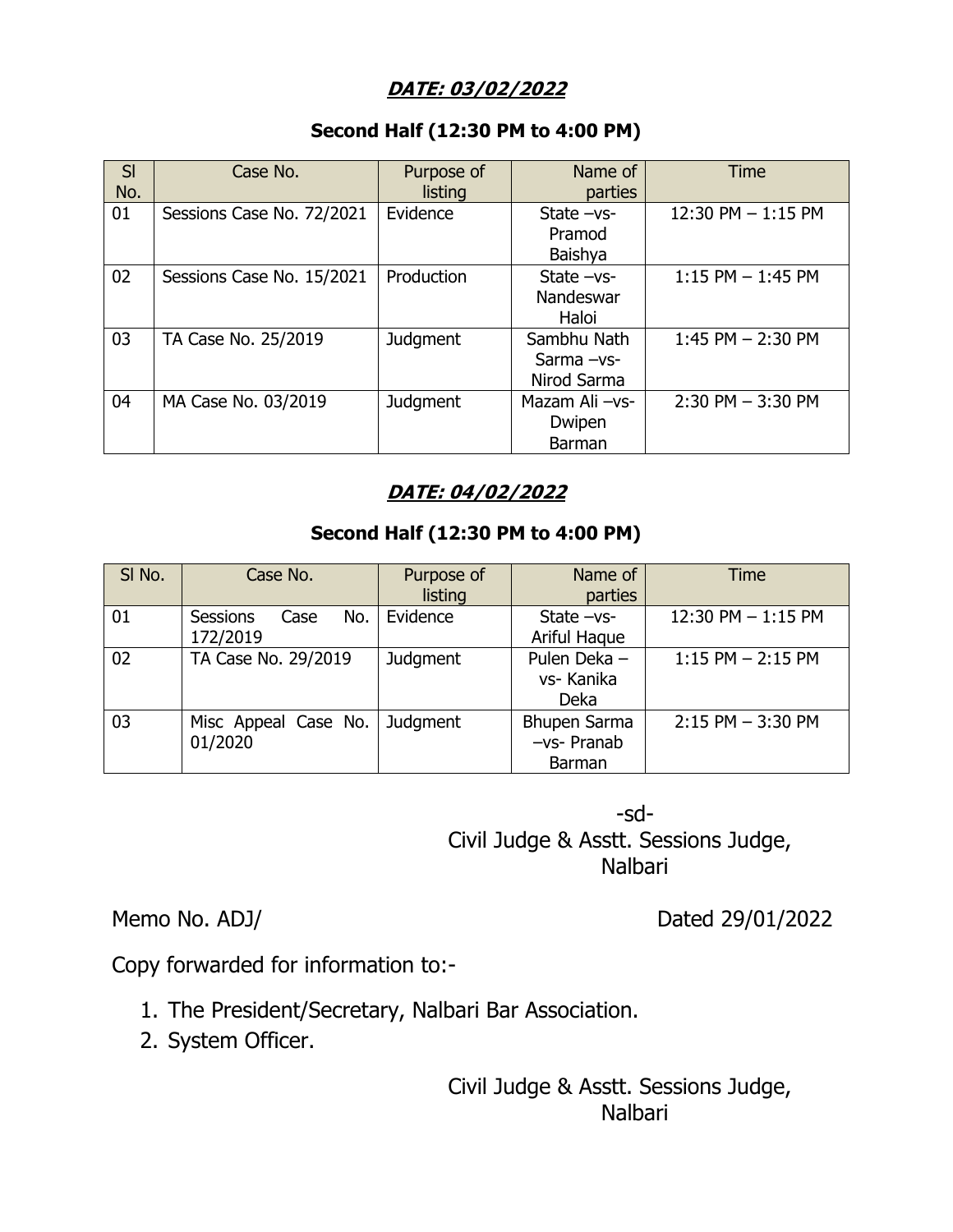***DATE: 03/02/2022***

**Second Half (12:30 PM to 4:00 PM)**

| Sl No. | Case No. | Purpose of listing | Name of parties | Time |
|---|---|---|---|---|
| 01 | Sessions Case No. 72/2021 | Evidence | State –vs- Pramod Baishya | 12:30 PM – 1:15 PM |
| 02 | Sessions Case No. 15/2021 | Production | State –vs- Nandeswar Haloi | 1:15 PM – 1:45 PM |
| 03 | TA Case No. 25/2019 | Judgment | Sambhu Nath Sarma –vs- Nirod Sarma | 1:45 PM – 2:30 PM |
| 04 | MA Case No. 03/2019 | Judgment | Mazam Ali –vs- Dwipen Barman | 2:30 PM – 3:30 PM |

***DATE: 04/02/2022***

**Second Half (12:30 PM to 4:00 PM)**

| Sl No. | Case No. | Purpose of listing | Name of parties | Time |
|---|---|---|---|---|
| 01 | Sessions Case No. 172/2019 | Evidence | State –vs- Ariful Haque | 12:30 PM – 1:15 PM |
| 02 | TA Case No. 29/2019 | Judgment | Pulen Deka –vs- Kanika Deka | 1:15 PM – 2:15 PM |
| 03 | Misc Appeal Case No. 01/2020 | Judgment | Bhupen Sarma –vs- Pranab Barman | 2:15 PM – 3:30 PM |

-sd-
Civil Judge & Asstt. Sessions Judge,
Nalbari

Memo No. ADJ/ Dated 29/01/2022

Copy forwarded for information to:-

1. The President/Secretary, Nalbari Bar Association.
2. System Officer.

Civil Judge & Asstt. Sessions Judge,
Nalbari